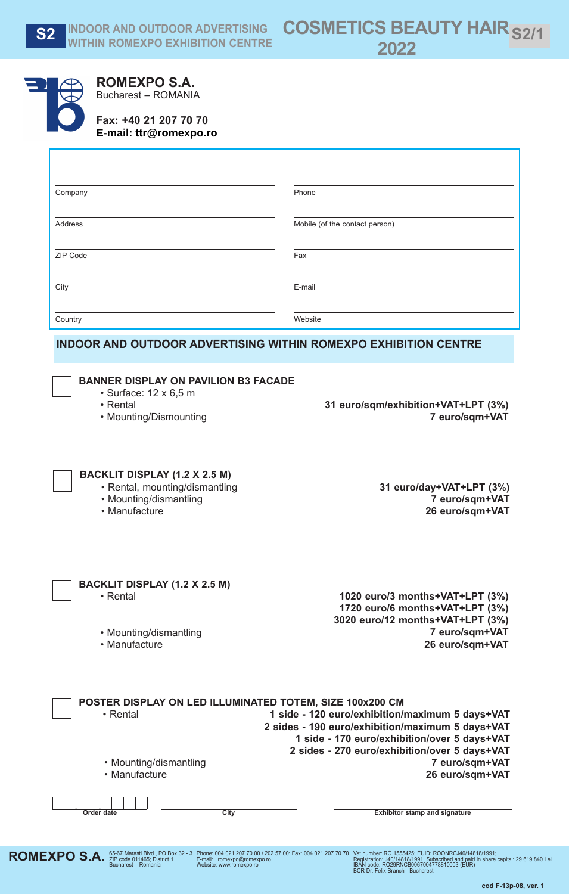S2 INDOOR AND OUTDOOR ADVERTISING WITHIN ROMEXPO EXHIBITION CENTRE

# COSMETICS BEAUTY HAIR 2022

S2/1

**ROMEXPO S.A.**
Bucharest – ROMANIA

**Fax: +40 21 207 70 70**
**E-mail: ttr@romexpo.ro**

| | |
|---|---|
| Company | Phone |
| Address | Mobile (of the contact person) |
| ZIP Code | Fax |
| City | E-mail |
| Country | Website |

## INDOOR AND OUTDOOR ADVERTISING WITHIN ROMEXPO EXHIBITION CENTRE

☐ **BANNER DISPLAY ON PAVILION B3 FACADE**

| | |
|---|---|
| • Surface: 12 x 6,5 m | |
| • Rental | **31 euro/sqm/exhibition+VAT+LPT (3%)** |
| • Mounting/Dismounting | **7 euro/sqm+VAT** |

☐ **BACKLIT DISPLAY (1.2 X 2.5 M)**

| | |
|---|---|
| • Rental, mounting/dismantling | **31 euro/day+VAT+LPT (3%)** |
| • Mounting/dismantling | **7 euro/sqm+VAT** |
| • Manufacture | **26 euro/sqm+VAT** |

☐ **BACKLIT DISPLAY (1.2 X 2.5 M)**

| | |
|---|---|
| • Rental | **1020 euro/3 months+VAT+LPT (3%)**<br>**1720 euro/6 months+VAT+LPT (3%)**<br>**3020 euro/12 months+VAT+LPT (3%)** |
| • Mounting/dismantling | **7 euro/sqm+VAT** |
| • Manufacture | **26 euro/sqm+VAT** |

☐ **POSTER DISPLAY ON LED ILLUMINATED TOTEM, SIZE 100x200 CM**

| | |
|---|---|
| • Rental | **1 side - 120 euro/exhibition/maximum 5 days+VAT**<br>**2 sides - 190 euro/exhibition/maximum 5 days+VAT**<br>**1 side - 170 euro/exhibition/over 5 days+VAT**<br>**2 sides - 270 euro/exhibition/over 5 days+VAT** |
| • Mounting/dismantling | **7 euro/sqm+VAT** |
| • Manufacture | **26 euro/sqm+VAT** |

Order date | City | Exhibitor stamp and signature

**ROMEXPO S.A.** 65-67 Marasti Blvd., PO Box 32 - 3, ZIP code 011465; District 1, Bucharest – Romania; Phone: 004 021 207 70 00 / 202 57 00: Fax: 004 021 207 70 70; E-mail: romexpo@romexpo.ro; Website: www.romexpo.ro; Vat number: RO 1555425; EUID: ROONRCJ40/14818/1991; Registration: J40/14818/1991; Subscribed and paid in share capital: 29 619 840 Lei; IBAN code: RO29RNCB0067004778810003 (EUR); BCR Dr. Felix Branch - Bucharest

cod F-13p-08, ver. 1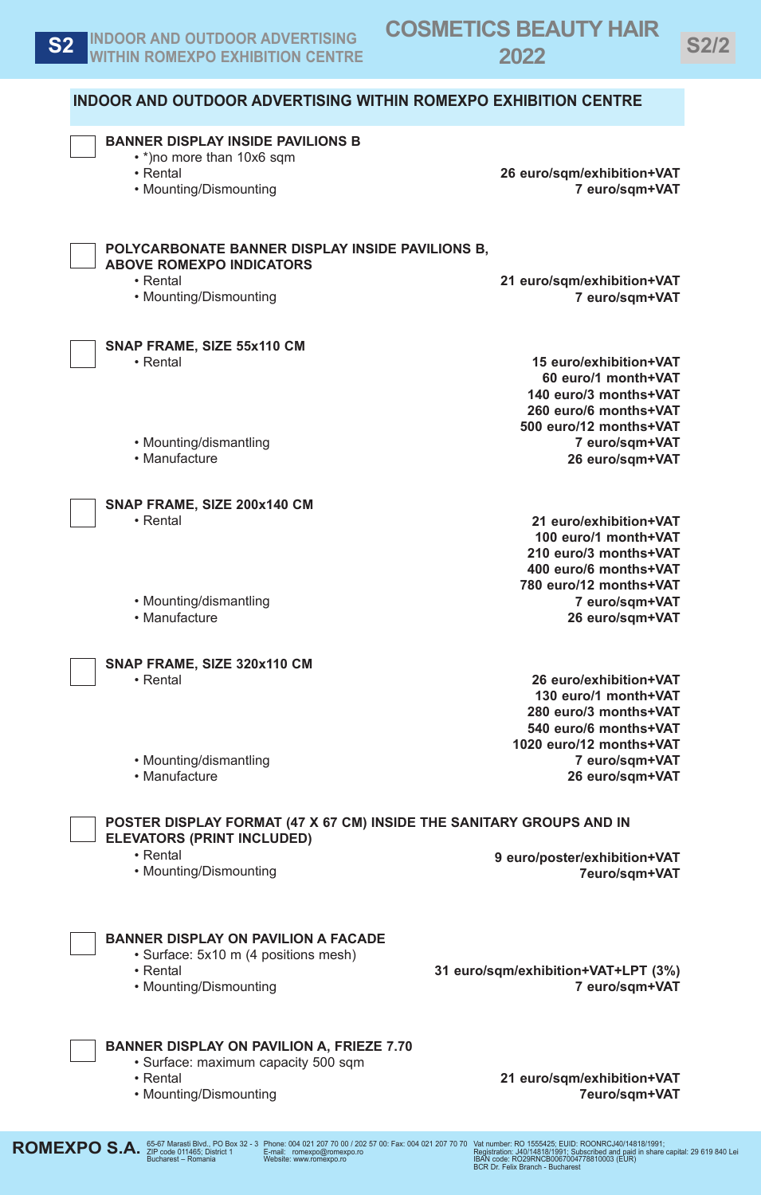## INDOOR AND OUTDOOR ADVERTISING WITHIN ROMEXPO EXHIBITION CENTRE

### ☐ BANNER DISPLAY INSIDE PAVILIONS B

- *)no more than 10x6 sqm
- Rental — 26 euro/sqm/exhibition+VAT
- Mounting/Dismounting — 7 euro/sqm+VAT

### ☐ POLYCARBONATE BANNER DISPLAY INSIDE PAVILIONS B, ABOVE ROMEXPO INDICATORS

- Rental — 21 euro/sqm/exhibition+VAT
- Mounting/Dismounting — 7 euro/sqm+VAT

### ☐ SNAP FRAME, SIZE 55x110 CM

- Rental — 15 euro/exhibition+VAT; 60 euro/1 month+VAT; 140 euro/3 months+VAT; 260 euro/6 months+VAT; 500 euro/12 months+VAT
- Mounting/dismantling — 7 euro/sqm+VAT
- Manufacture — 26 euro/sqm+VAT

### ☐ SNAP FRAME, SIZE 200x140 CM

- Rental — 21 euro/exhibition+VAT; 100 euro/1 month+VAT; 210 euro/3 months+VAT; 400 euro/6 months+VAT; 780 euro/12 months+VAT
- Mounting/dismantling — 7 euro/sqm+VAT
- Manufacture — 26 euro/sqm+VAT

### ☐ SNAP FRAME, SIZE 320x110 CM

- Rental — 26 euro/exhibition+VAT; 130 euro/1 month+VAT; 280 euro/3 months+VAT; 540 euro/6 months+VAT; 1020 euro/12 months+VAT
- Mounting/dismantling — 7 euro/sqm+VAT
- Manufacture — 26 euro/sqm+VAT

### ☐ POSTER DISPLAY FORMAT (47 X 67 CM) INSIDE THE SANITARY GROUPS AND IN ELEVATORS (PRINT INCLUDED)

- Rental — 9 euro/poster/exhibition+VAT
- Mounting/Dismounting — 7euro/sqm+VAT

### ☐ BANNER DISPLAY ON PAVILION A FACADE

- Surface: 5x10 m (4 positions mesh)
- Rental — 31 euro/sqm/exhibition+VAT+LPT (3%)
- Mounting/Dismounting — 7 euro/sqm+VAT

### ☐ BANNER DISPLAY ON PAVILION A, FRIEZE 7.70

- Surface: maximum capacity 500 sqm
- Rental — 21 euro/sqm/exhibition+VAT
- Mounting/Dismounting — 7euro/sqm+VAT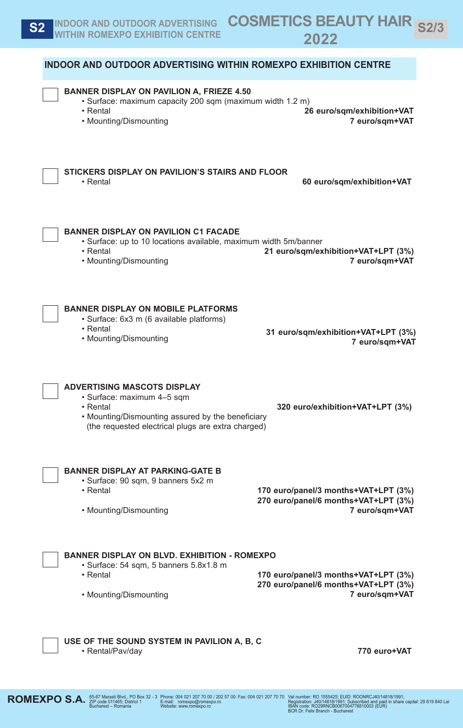## INDOOR AND OUTDOOR ADVERTISING WITHIN ROMEXPO EXHIBITION CENTRE

☐ **BANNER DISPLAY ON PAVILION A, FRIEZE 4.50**

- Surface: maximum capacity 200 sqm (maximum width 1.2 m)
- Rental — **26 euro/sqm/exhibition+VAT**
- Mounting/Dismounting — **7 euro/sqm+VAT**

☐ **STICKERS DISPLAY ON PAVILION'S STAIRS AND FLOOR**

- Rental — **60 euro/sqm/exhibition+VAT**

☐ **BANNER DISPLAY ON PAVILION C1 FACADE**

- Surface: up to 10 locations available, maximum width 5m/banner
- Rental — **21 euro/sqm/exhibition+VAT+LPT (3%)**
- Mounting/Dismounting — **7 euro/sqm+VAT**

☐ **BANNER DISPLAY ON MOBILE PLATFORMS**

- Surface: 6x3 m (6 available platforms)
- Rental — **31 euro/sqm/exhibition+VAT+LPT (3%)**
- Mounting/Dismounting — **7 euro/sqm+VAT**

☐ **ADVERTISING MASCOTS DISPLAY**

- Surface: maximum 4–5 sqm
- Rental — **320 euro/exhibition+VAT+LPT (3%)**
- Mounting/Dismounting assured by the beneficiary (the requested electrical plugs are extra charged)

☐ **BANNER DISPLAY AT PARKING-GATE B**

- Surface: 90 sqm, 9 banners 5x2 m
- Rental — **170 euro/panel/3 months+VAT+LPT (3%)**; **270 euro/panel/6 months+VAT+LPT (3%)**
- Mounting/Dismounting — **7 euro/sqm+VAT**

☐ **BANNER DISPLAY ON BLVD. EXHIBITION - ROMEXPO**

- Surface: 54 sqm, 5 banners 5.8x1.8 m
- Rental — **170 euro/panel/3 months+VAT+LPT (3%)**; **270 euro/panel/6 months+VAT+LPT (3%)**
- Mounting/Dismounting — **7 euro/sqm+VAT**

☐ **USE OF THE SOUND SYSTEM IN PAVILION A, B, C**

- Rental/Pav/day — **770 euro+VAT**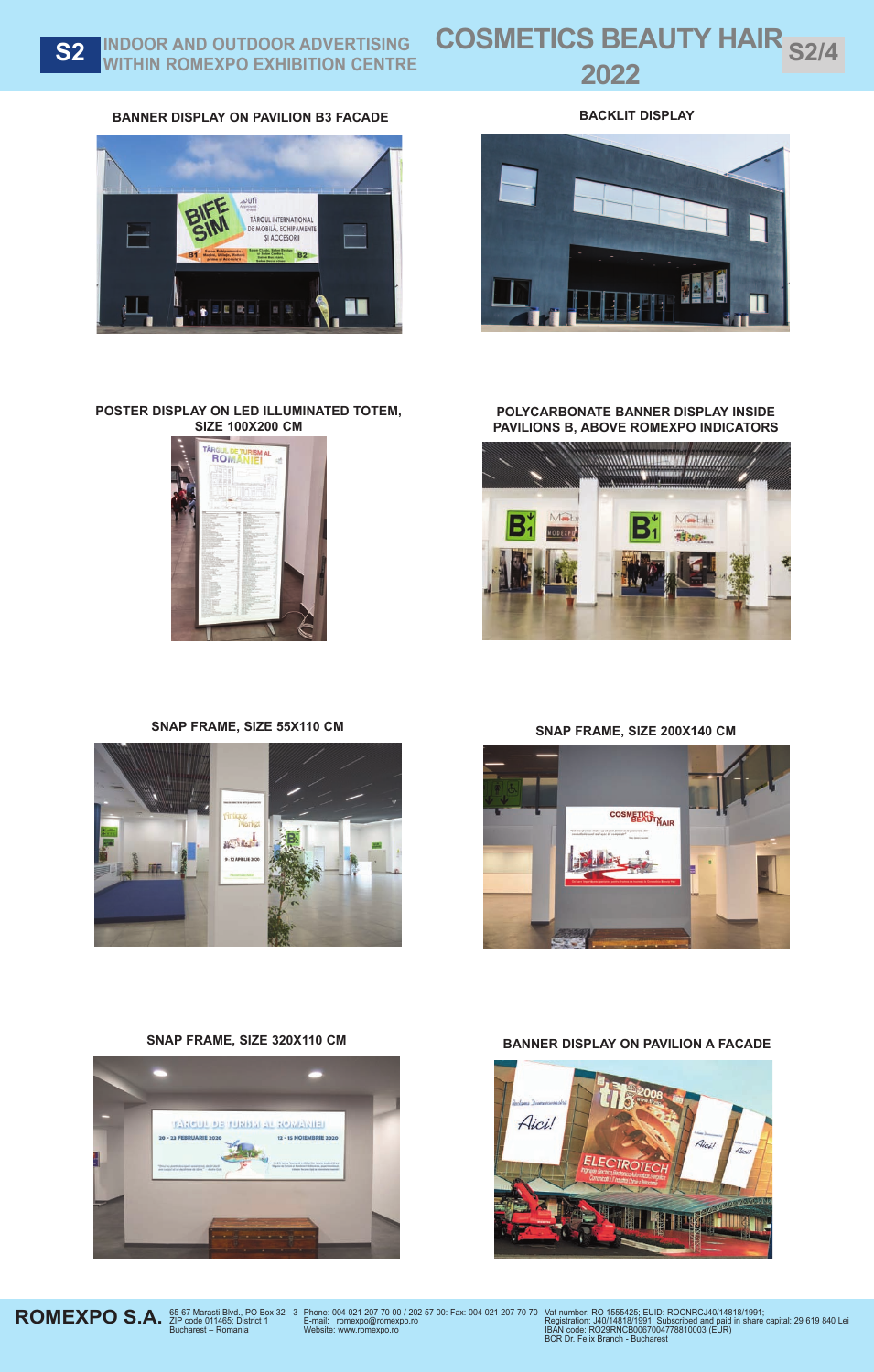# S2 INDOOR AND OUTDOOR ADVERTISING WITHIN ROMEXPO EXHIBITION CENTRE

## COSMETICS BEAUTY HAIR 2022

**BANNER DISPLAY ON PAVILION B3 FACADE**

**BACKLIT DISPLAY**

**POSTER DISPLAY ON LED ILLUMINATED TOTEM, SIZE 100X200 CM**

**POLYCARBONATE BANNER DISPLAY INSIDE PAVILIONS B, ABOVE ROMEXPO INDICATORS**

**SNAP FRAME, SIZE 55X110 CM**

**SNAP FRAME, SIZE 200X140 CM**

**SNAP FRAME, SIZE 320X110 CM**

**BANNER DISPLAY ON PAVILION A FACADE**

**ROMEXPO S.A.** 65-67 Marasti Blvd., PO Box 32 - 3 ZIP code 011465; District 1 Bucharest – Romania | Phone: 004 021 207 70 00 / 202 57 00: Fax: 004 021 207 70 70 E-mail: romexpo@romexpo.ro Website: www.romexpo.ro | Vat number: RO 1555425; EUID: ROONRCJ40/14818/1991; Registration: J40/14818/1991; Subscribed and paid in share capital: 29 619 840 Lei IBAN code: RO29RNCB0067004778810003 (EUR) BCR Dr. Felix Branch - Bucharest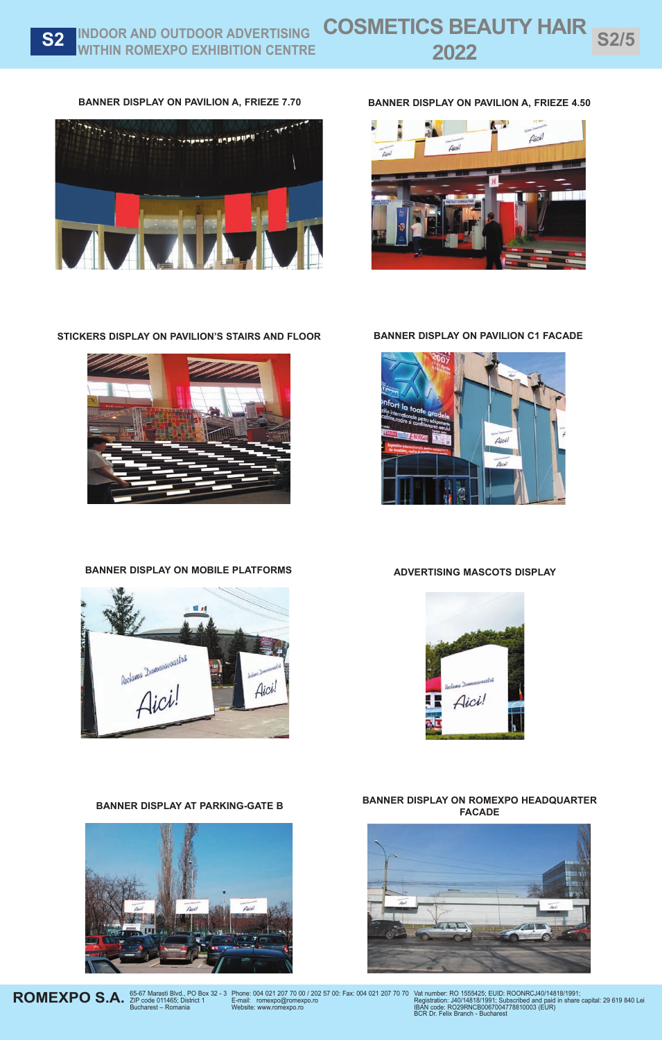# S2 INDOOR AND OUTDOOR ADVERTISING WITHIN ROMEXPO EXHIBITION CENTRE

# COSMETICS BEAUTY HAIR 2022

S2/5

BANNER DISPLAY ON PAVILION A, FRIEZE 7.70

BANNER DISPLAY ON PAVILION A, FRIEZE 4.50

STICKERS DISPLAY ON PAVILION'S STAIRS AND FLOOR

BANNER DISPLAY ON PAVILION C1 FACADE

BANNER DISPLAY ON MOBILE PLATFORMS

ADVERTISING MASCOTS DISPLAY

BANNER DISPLAY AT PARKING-GATE B

BANNER DISPLAY ON ROMEXPO HEADQUARTER FACADE

**ROMEXPO S.A.** 65-67 Marasti Blvd., PO Box 32 - 3 ZIP code 011465; District 1 Bucharest – Romania Phone: 004 021 207 70 00 / 202 57 00; Fax: 004 021 207 70 70 E-mail: romexpo@romexpo.ro Website: www.romexpo.ro Vat number: RO 1555425; EUID: ROONRCJ40/14818/1991; Registration: J40/14818/1991; Subscribed and paid in share capital: 29 619 840 Lei IBAN code: RO29RNCB0067004778810003 (EUR) BCR Dr. Felix Branch - Bucharest